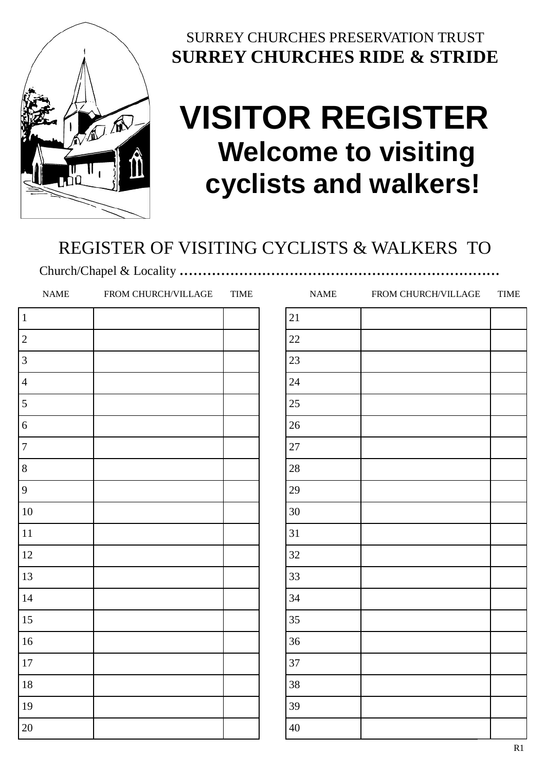SURREY CHURCHES PRESERVATION TRUST

**SURREY CHURCHES RIDE & STRIDE**

# VISITOR REGISTER

## Welcome to visiting cyclists and walkers!

REGISTER OF VISITING CYCLISTS & WALKERS TO

Church/Chapel & Locality ……………………………………………………………

| NAME | FROM CHURCH/VILLAGE | TIME |
|---|---|---|
| 1 | | |
| 2 | | |
| 3 | | |
| 4 | | |
| 5 | | |
| 6 | | |
| 7 | | |
| 8 | | |
| 9 | | |
| 10 | | |
| 11 | | |
| 12 | | |
| 13 | | |
| 14 | | |
| 15 | | |
| 16 | | |
| 17 | | |
| 18 | | |
| 19 | | |
| 20 | | |

| NAME | FROM CHURCH/VILLAGE | TIME |
|---|---|---|
| 21 | | |
| 22 | | |
| 23 | | |
| 24 | | |
| 25 | | |
| 26 | | |
| 27 | | |
| 28 | | |
| 29 | | |
| 30 | | |
| 31 | | |
| 32 | | |
| 33 | | |
| 34 | | |
| 35 | | |
| 36 | | |
| 37 | | |
| 38 | | |
| 39 | | |
| 40 | | |

R1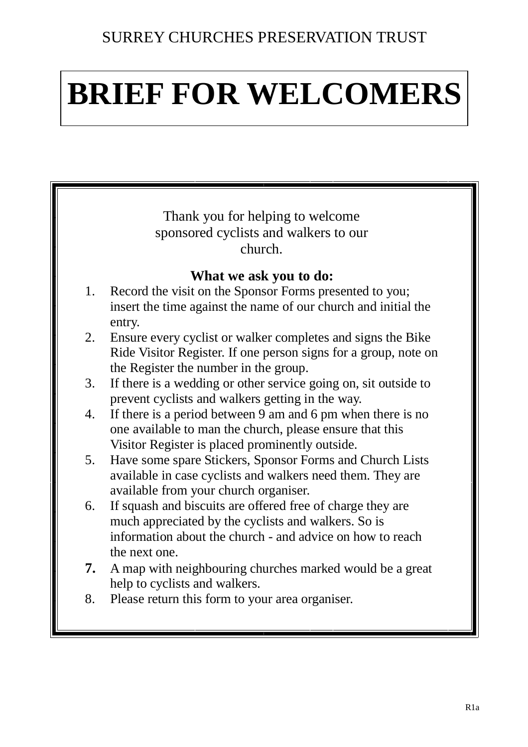SURREY CHURCHES PRESERVATION TRUST

# BRIEF FOR WELCOMERS

Thank you for helping to welcome sponsored cyclists and walkers to our church.

**What we ask you to do:**

1. Record the visit on the Sponsor Forms presented to you; insert the time against the name of our church and initial the entry.
2. Ensure every cyclist or walker completes and signs the Bike Ride Visitor Register. If one person signs for a group, note on the Register the number in the group.
3. If there is a wedding or other service going on, sit outside to prevent cyclists and walkers getting in the way.
4. If there is a period between 9 am and 6 pm when there is no one available to man the church, please ensure that this Visitor Register is placed prominently outside.
5. Have some spare Stickers, Sponsor Forms and Church Lists available in case cyclists and walkers need them. They are available from your church organiser.
6. If squash and biscuits are offered free of charge they are much appreciated by the cyclists and walkers. So is information about the church - and advice on how to reach the next one.
7. A map with neighbouring churches marked would be a great help to cyclists and walkers.
8. Please return this form to your area organiser.

R1a